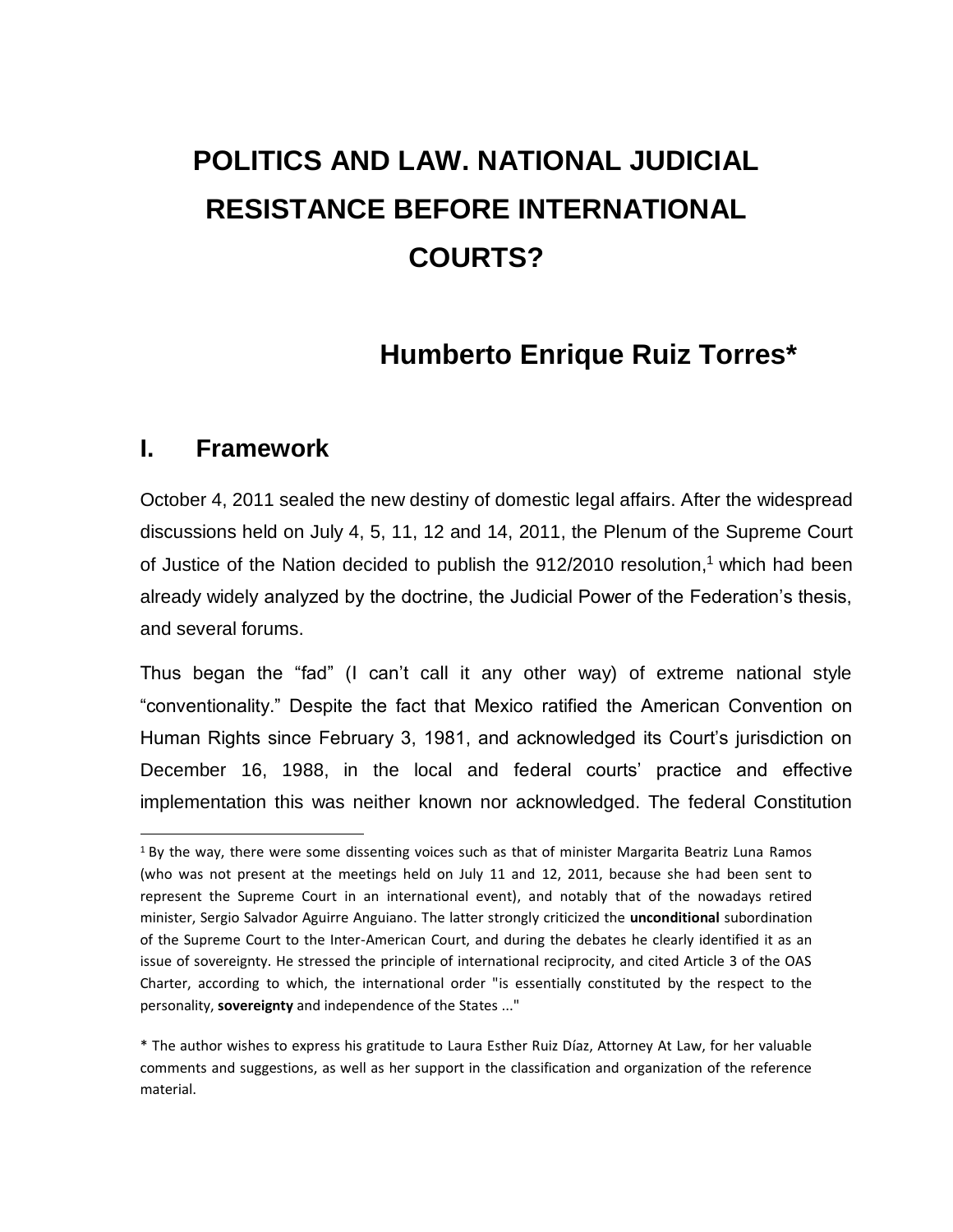# POLITICS AND LAW. NATIONAL JUDICIAL RESISTANCE BEFORE INTERNATIONAL COURTS?

## Humberto Enrique Ruiz Torres*

## I. Framework

October 4, 2011 sealed the new destiny of domestic legal affairs. After the widespread discussions held on July 4, 5, 11, 12 and 14, 2011, the Plenum of the Supreme Court of Justice of the Nation decided to publish the 912/2010 resolution,[1] which had been already widely analyzed by the doctrine, the Judicial Power of the Federation's thesis, and several forums.

Thus began the "fad" (I can't call it any other way) of extreme national style "conventionality." Despite the fact that Mexico ratified the American Convention on Human Rights since February 3, 1981, and acknowledged its Court's jurisdiction on December 16, 1988, in the local and federal courts' practice and effective implementation this was neither known nor acknowledged. The federal Constitution

[1] By the way, there were some dissenting voices such as that of minister Margarita Beatriz Luna Ramos (who was not present at the meetings held on July 11 and 12, 2011, because she had been sent to represent the Supreme Court in an international event), and notably that of the nowadays retired minister, Sergio Salvador Aguirre Anguiano. The latter strongly criticized the **unconditional** subordination of the Supreme Court to the Inter-American Court, and during the debates he clearly identified it as an issue of sovereignty. He stressed the principle of international reciprocity, and cited Article 3 of the OAS Charter, according to which, the international order "is essentially constituted by the respect to the personality, **sovereignty** and independence of the States ..."

\* The author wishes to express his gratitude to Laura Esther Ruiz Díaz, Attorney At Law, for her valuable comments and suggestions, as well as her support in the classification and organization of the reference material.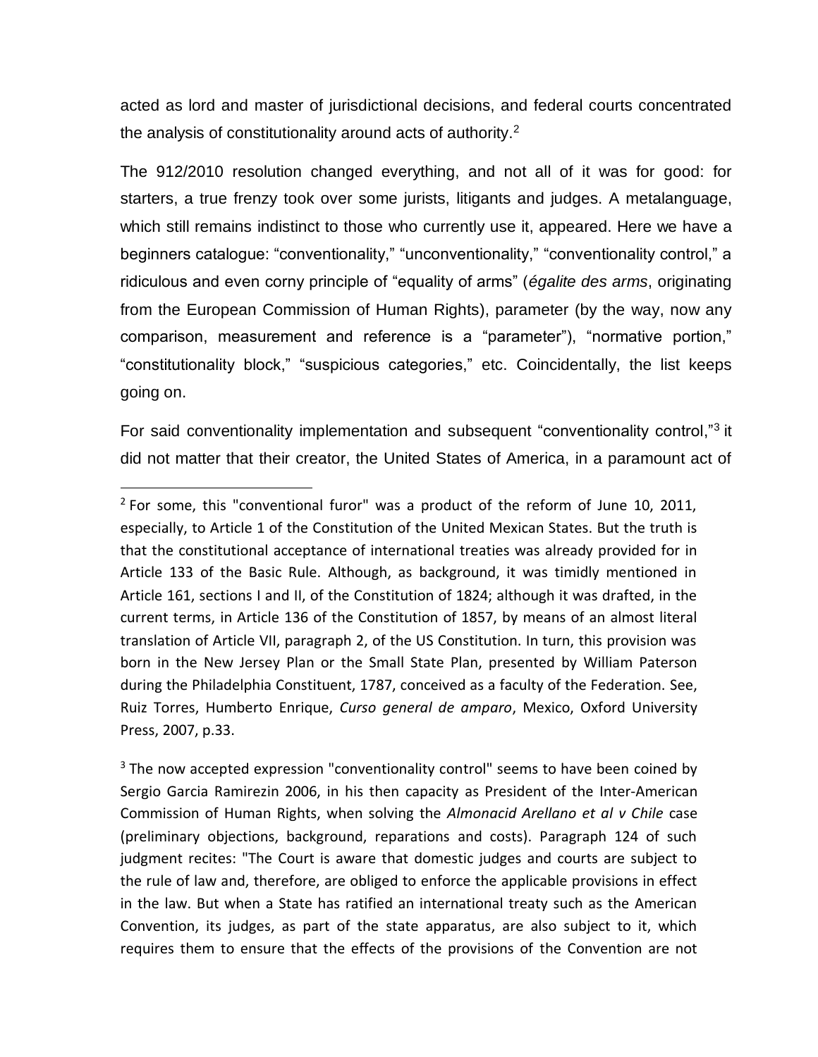acted as lord and master of jurisdictional decisions, and federal courts concentrated the analysis of constitutionality around acts of authority.[2]

The 912/2010 resolution changed everything, and not all of it was for good: for starters, a true frenzy took over some jurists, litigants and judges. A metalanguage, which still remains indistinct to those who currently use it, appeared. Here we have a beginners catalogue: "conventionality," "unconventionality," "conventionality control," a ridiculous and even corny principle of "equality of arms" (*égalite des arms*, originating from the European Commission of Human Rights), parameter (by the way, now any comparison, measurement and reference is a "parameter"), "normative portion," "constitutionality block," "suspicious categories," etc. Coincidentally, the list keeps going on.

For said conventionality implementation and subsequent "conventionality control,"[3] it did not matter that their creator, the United States of America, in a paramount act of

---

[2] For some, this "conventional furor" was a product of the reform of June 10, 2011, especially, to Article 1 of the Constitution of the United Mexican States. But the truth is that the constitutional acceptance of international treaties was already provided for in Article 133 of the Basic Rule. Although, as background, it was timidly mentioned in Article 161, sections I and II, of the Constitution of 1824; although it was drafted, in the current terms, in Article 136 of the Constitution of 1857, by means of an almost literal translation of Article VII, paragraph 2, of the US Constitution. In turn, this provision was born in the New Jersey Plan or the Small State Plan, presented by William Paterson during the Philadelphia Constituent, 1787, conceived as a faculty of the Federation. See, Ruiz Torres, Humberto Enrique, *Curso general de amparo*, Mexico, Oxford University Press, 2007, p.33.

[3] The now accepted expression "conventionality control" seems to have been coined by Sergio Garcia Ramirezin 2006, in his then capacity as President of the Inter-American Commission of Human Rights, when solving the *Almonacid Arellano et al v Chile* case (preliminary objections, background, reparations and costs). Paragraph 124 of such judgment recites: "The Court is aware that domestic judges and courts are subject to the rule of law and, therefore, are obliged to enforce the applicable provisions in effect in the law. But when a State has ratified an international treaty such as the American Convention, its judges, as part of the state apparatus, are also subject to it, which requires them to ensure that the effects of the provisions of the Convention are not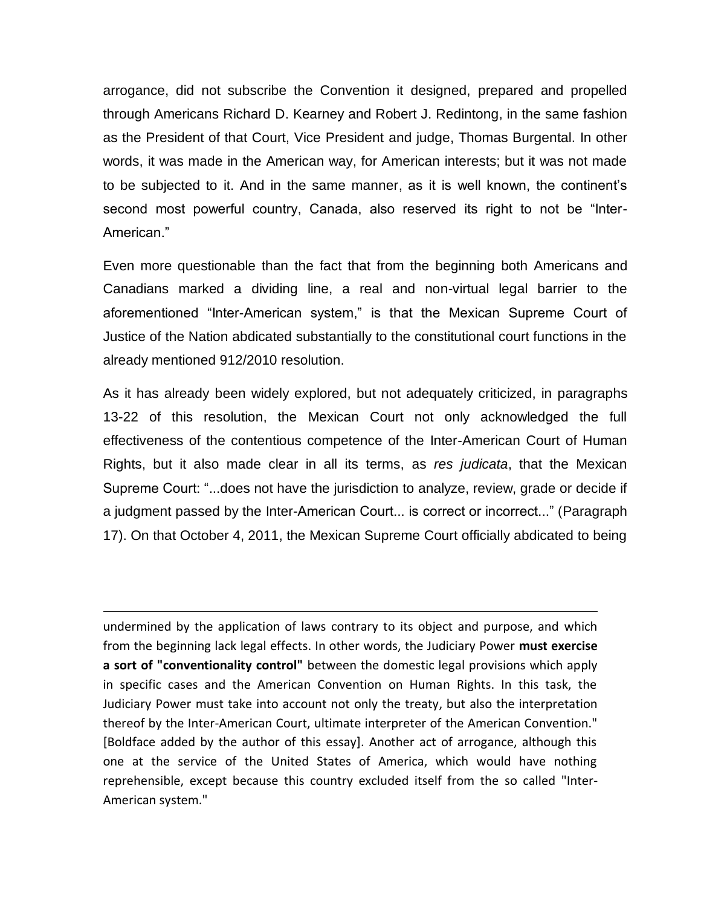arrogance, did not subscribe the Convention it designed, prepared and propelled through Americans Richard D. Kearney and Robert J. Redintong, in the same fashion as the President of that Court, Vice President and judge, Thomas Burgental. In other words, it was made in the American way, for American interests; but it was not made to be subjected to it. And in the same manner, as it is well known, the continent's second most powerful country, Canada, also reserved its right to not be "Inter-American."

Even more questionable than the fact that from the beginning both Americans and Canadians marked a dividing line, a real and non-virtual legal barrier to the aforementioned "Inter-American system," is that the Mexican Supreme Court of Justice of the Nation abdicated substantially to the constitutional court functions in the already mentioned 912/2010 resolution.

As it has already been widely explored, but not adequately criticized, in paragraphs 13-22 of this resolution, the Mexican Court not only acknowledged the full effectiveness of the contentious competence of the Inter-American Court of Human Rights, but it also made clear in all its terms, as *res judicata*, that the Mexican Supreme Court: "...does not have the jurisdiction to analyze, review, grade or decide if a judgment passed by the Inter-American Court... is correct or incorrect..." (Paragraph 17). On that October 4, 2011, the Mexican Supreme Court officially abdicated to being

---

undermined by the application of laws contrary to its object and purpose, and which from the beginning lack legal effects. In other words, the Judiciary Power **must exercise a sort of "conventionality control"** between the domestic legal provisions which apply in specific cases and the American Convention on Human Rights. In this task, the Judiciary Power must take into account not only the treaty, but also the interpretation thereof by the Inter-American Court, ultimate interpreter of the American Convention." [Boldface added by the author of this essay]. Another act of arrogance, although this one at the service of the United States of America, which would have nothing reprehensible, except because this country excluded itself from the so called "Inter-American system."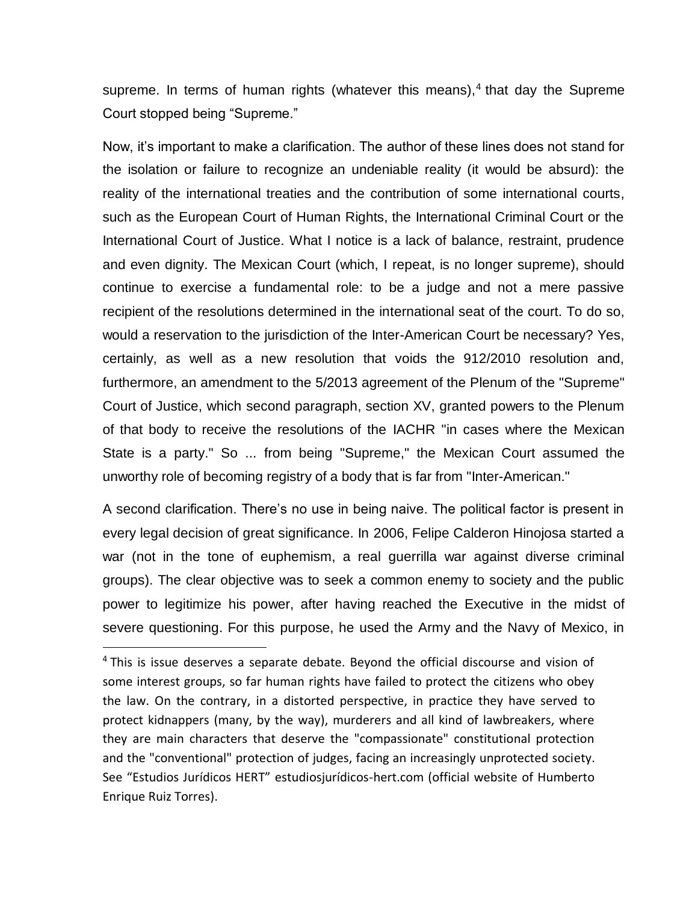supreme. In terms of human rights (whatever this means),[4] that day the Supreme Court stopped being "Supreme."

Now, it's important to make a clarification. The author of these lines does not stand for the isolation or failure to recognize an undeniable reality (it would be absurd): the reality of the international treaties and the contribution of some international courts, such as the European Court of Human Rights, the International Criminal Court or the International Court of Justice. What I notice is a lack of balance, restraint, prudence and even dignity. The Mexican Court (which, I repeat, is no longer supreme), should continue to exercise a fundamental role: to be a judge and not a mere passive recipient of the resolutions determined in the international seat of the court. To do so, would a reservation to the jurisdiction of the Inter-American Court be necessary? Yes, certainly, as well as a new resolution that voids the 912/2010 resolution and, furthermore, an amendment to the 5/2013 agreement of the Plenum of the "Supreme" Court of Justice, which second paragraph, section XV, granted powers to the Plenum of that body to receive the resolutions of the IACHR "in cases where the Mexican State is a party." So ... from being "Supreme," the Mexican Court assumed the unworthy role of becoming registry of a body that is far from "Inter-American."

A second clarification. There's no use in being naive. The political factor is present in every legal decision of great significance. In 2006, Felipe Calderon Hinojosa started a war (not in the tone of euphemism, a real guerrilla war against diverse criminal groups). The clear objective was to seek a common enemy to society and the public power to legitimize his power, after having reached the Executive in the midst of severe questioning. For this purpose, he used the Army and the Navy of Mexico, in

---

[4] This is issue deserves a separate debate. Beyond the official discourse and vision of some interest groups, so far human rights have failed to protect the citizens who obey the law. On the contrary, in a distorted perspective, in practice they have served to protect kidnappers (many, by the way), murderers and all kind of lawbreakers, where they are main characters that deserve the "compassionate" constitutional protection and the "conventional" protection of judges, facing an increasingly unprotected society. See "Estudios Jurídicos HERT" estudiosjurídicos-hert.com (official website of Humberto Enrique Ruiz Torres).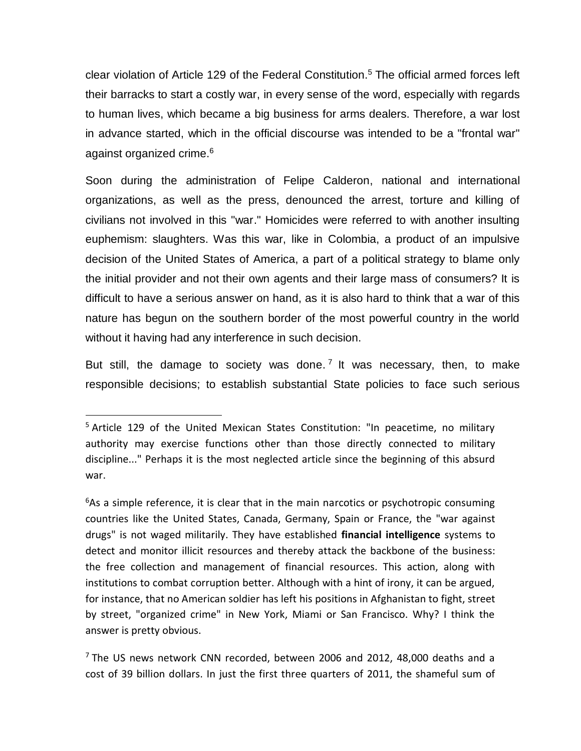clear violation of Article 129 of the Federal Constitution.[5] The official armed forces left their barracks to start a costly war, in every sense of the word, especially with regards to human lives, which became a big business for arms dealers. Therefore, a war lost in advance started, which in the official discourse was intended to be a "frontal war" against organized crime.[6]

Soon during the administration of Felipe Calderon, national and international organizations, as well as the press, denounced the arrest, torture and killing of civilians not involved in this "war." Homicides were referred to with another insulting euphemism: slaughters. Was this war, like in Colombia, a product of an impulsive decision of the United States of America, a part of a political strategy to blame only the initial provider and not their own agents and their large mass of consumers? It is difficult to have a serious answer on hand, as it is also hard to think that a war of this nature has begun on the southern border of the most powerful country in the world without it having had any interference in such decision.

But still, the damage to society was done.[7] It was necessary, then, to make responsible decisions; to establish substantial State policies to face such serious

---

[5] Article 129 of the United Mexican States Constitution: "In peacetime, no military authority may exercise functions other than those directly connected to military discipline..." Perhaps it is the most neglected article since the beginning of this absurd war.

[6] As a simple reference, it is clear that in the main narcotics or psychotropic consuming countries like the United States, Canada, Germany, Spain or France, the "war against drugs" is not waged militarily. They have established **financial intelligence** systems to detect and monitor illicit resources and thereby attack the backbone of the business: the free collection and management of financial resources. This action, along with institutions to combat corruption better. Although with a hint of irony, it can be argued, for instance, that no American soldier has left his positions in Afghanistan to fight, street by street, "organized crime" in New York, Miami or San Francisco. Why? I think the answer is pretty obvious.

[7] The US news network CNN recorded, between 2006 and 2012, 48,000 deaths and a cost of 39 billion dollars. In just the first three quarters of 2011, the shameful sum of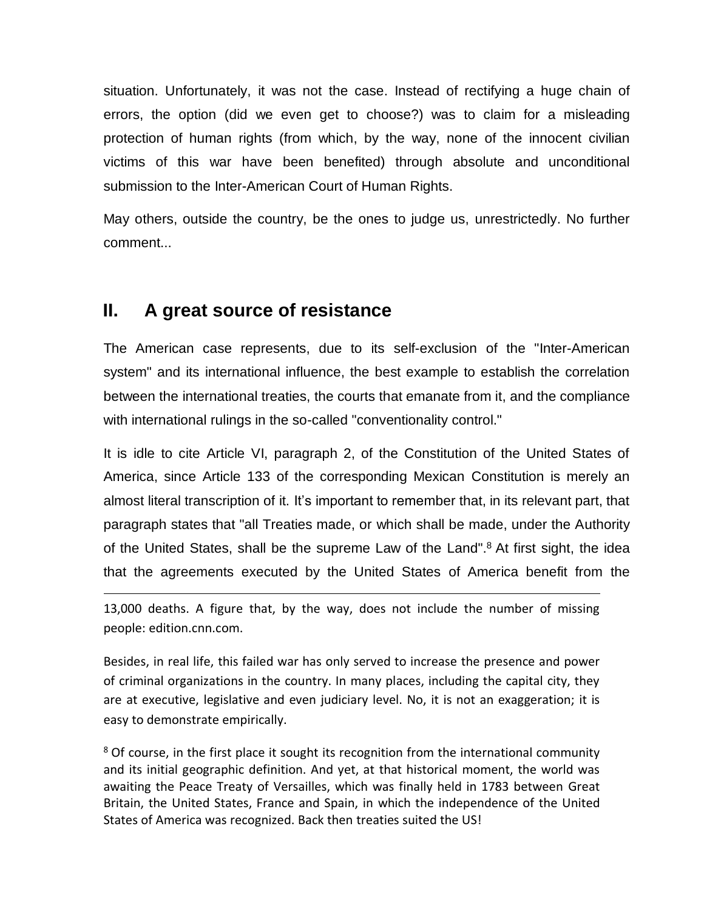situation. Unfortunately, it was not the case. Instead of rectifying a huge chain of errors, the option (did we even get to choose?) was to claim for a misleading protection of human rights (from which, by the way, none of the innocent civilian victims of this war have been benefited) through absolute and unconditional submission to the Inter-American Court of Human Rights.

May others, outside the country, be the ones to judge us, unrestrictedly. No further comment...

## II. A great source of resistance

The American case represents, due to its self-exclusion of the "Inter-American system" and its international influence, the best example to establish the correlation between the international treaties, the courts that emanate from it, and the compliance with international rulings in the so-called "conventionality control."

It is idle to cite Article VI, paragraph 2, of the Constitution of the United States of America, since Article 133 of the corresponding Mexican Constitution is merely an almost literal transcription of it. It's important to remember that, in its relevant part, that paragraph states that "all Treaties made, or which shall be made, under the Authority of the United States, shall be the supreme Law of the Land".[8] At first sight, the idea that the agreements executed by the United States of America benefit from the

---

13,000 deaths. A figure that, by the way, does not include the number of missing people: edition.cnn.com.

Besides, in real life, this failed war has only served to increase the presence and power of criminal organizations in the country. In many places, including the capital city, they are at executive, legislative and even judiciary level. No, it is not an exaggeration; it is easy to demonstrate empirically.

[8] Of course, in the first place it sought its recognition from the international community and its initial geographic definition. And yet, at that historical moment, the world was awaiting the Peace Treaty of Versailles, which was finally held in 1783 between Great Britain, the United States, France and Spain, in which the independence of the United States of America was recognized. Back then treaties suited the US!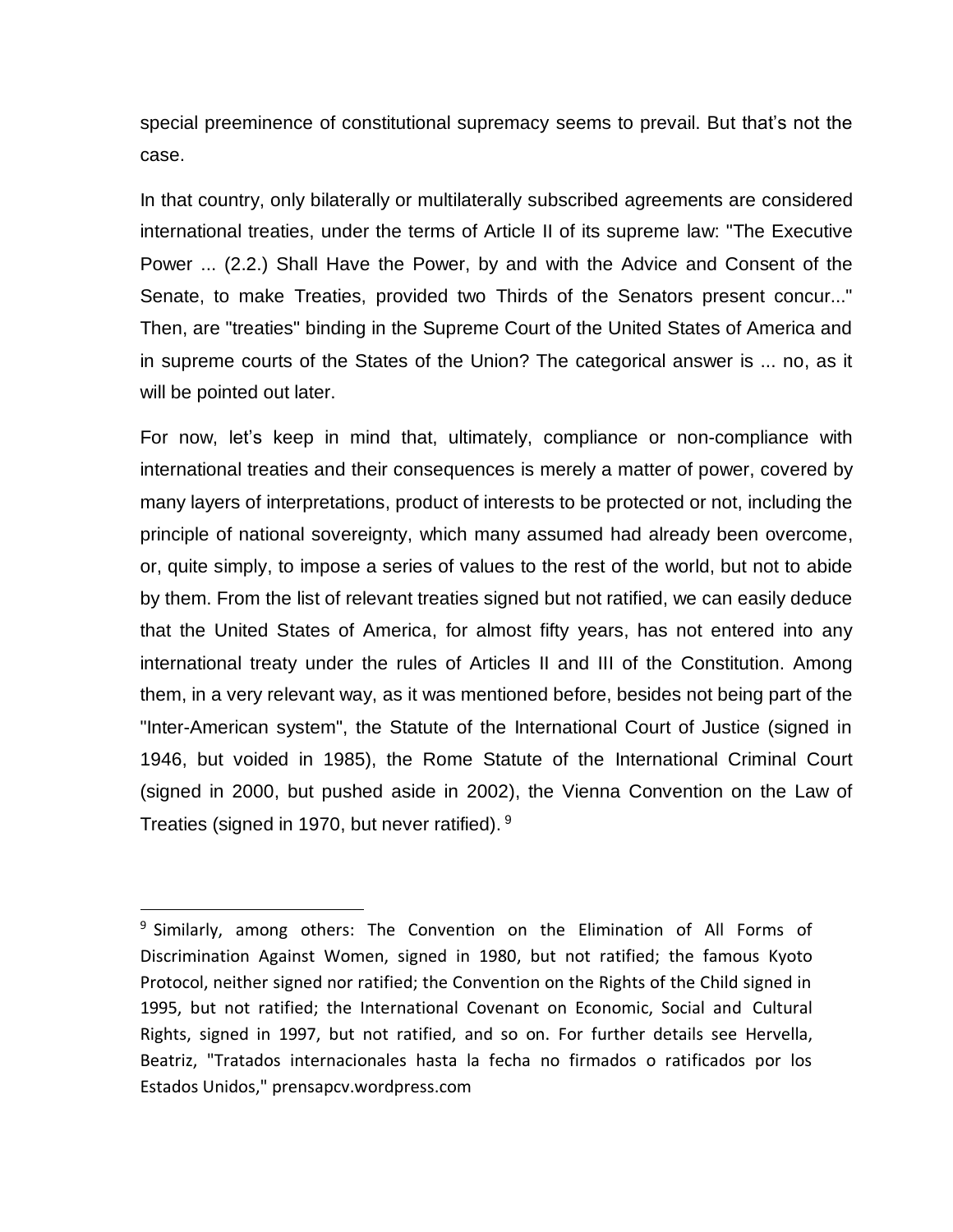special preeminence of constitutional supremacy seems to prevail. But that's not the case.

In that country, only bilaterally or multilaterally subscribed agreements are considered international treaties, under the terms of Article II of its supreme law: "The Executive Power ... (2.2.) Shall Have the Power, by and with the Advice and Consent of the Senate, to make Treaties, provided two Thirds of the Senators present concur..." Then, are "treaties" binding in the Supreme Court of the United States of America and in supreme courts of the States of the Union? The categorical answer is ... no, as it will be pointed out later.

For now, let's keep in mind that, ultimately, compliance or non-compliance with international treaties and their consequences is merely a matter of power, covered by many layers of interpretations, product of interests to be protected or not, including the principle of national sovereignty, which many assumed had already been overcome, or, quite simply, to impose a series of values to the rest of the world, but not to abide by them. From the list of relevant treaties signed but not ratified, we can easily deduce that the United States of America, for almost fifty years, has not entered into any international treaty under the rules of Articles II and III of the Constitution. Among them, in a very relevant way, as it was mentioned before, besides not being part of the "Inter-American system", the Statute of the International Court of Justice (signed in 1946, but voided in 1985), the Rome Statute of the International Criminal Court (signed in 2000, but pushed aside in 2002), the Vienna Convention on the Law of Treaties (signed in 1970, but never ratified). [9]

---

[9] Similarly, among others: The Convention on the Elimination of All Forms of Discrimination Against Women, signed in 1980, but not ratified; the famous Kyoto Protocol, neither signed nor ratified; the Convention on the Rights of the Child signed in 1995, but not ratified; the International Covenant on Economic, Social and Cultural Rights, signed in 1997, but not ratified, and so on. For further details see Hervella, Beatriz, "Tratados internacionales hasta la fecha no firmados o ratificados por los Estados Unidos," prensapcv.wordpress.com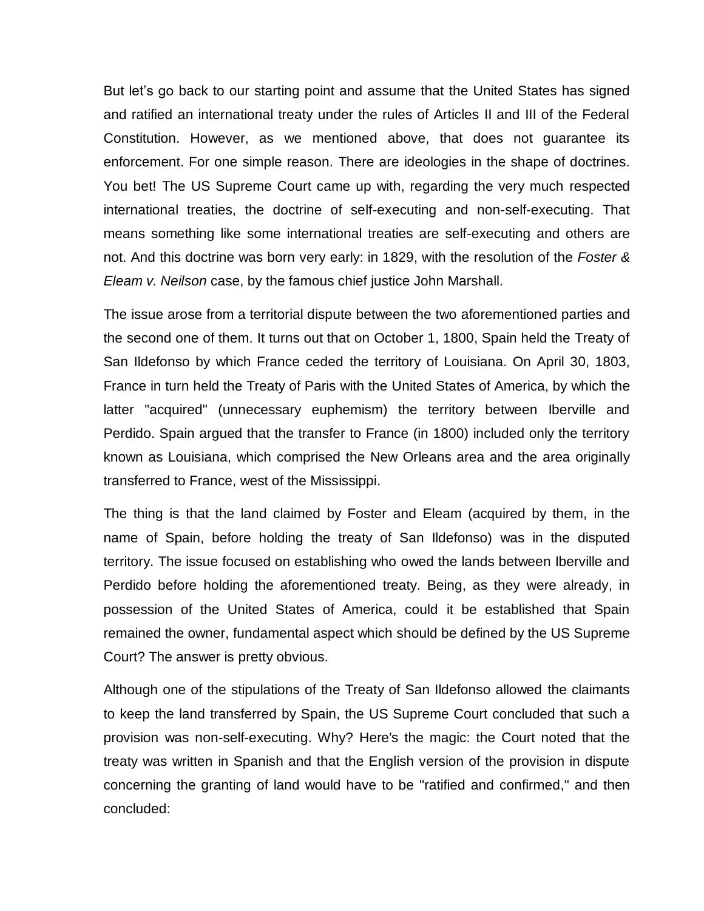But let's go back to our starting point and assume that the United States has signed and ratified an international treaty under the rules of Articles II and III of the Federal Constitution. However, as we mentioned above, that does not guarantee its enforcement. For one simple reason. There are ideologies in the shape of doctrines. You bet! The US Supreme Court came up with, regarding the very much respected international treaties, the doctrine of self-executing and non-self-executing. That means something like some international treaties are self-executing and others are not. And this doctrine was born very early: in 1829, with the resolution of the *Foster & Eleam v. Neilson* case, by the famous chief justice John Marshall.

The issue arose from a territorial dispute between the two aforementioned parties and the second one of them. It turns out that on October 1, 1800, Spain held the Treaty of San Ildefonso by which France ceded the territory of Louisiana. On April 30, 1803, France in turn held the Treaty of Paris with the United States of America, by which the latter "acquired" (unnecessary euphemism) the territory between Iberville and Perdido. Spain argued that the transfer to France (in 1800) included only the territory known as Louisiana, which comprised the New Orleans area and the area originally transferred to France, west of the Mississippi.

The thing is that the land claimed by Foster and Eleam (acquired by them, in the name of Spain, before holding the treaty of San Ildefonso) was in the disputed territory. The issue focused on establishing who owed the lands between Iberville and Perdido before holding the aforementioned treaty. Being, as they were already, in possession of the United States of America, could it be established that Spain remained the owner, fundamental aspect which should be defined by the US Supreme Court? The answer is pretty obvious.

Although one of the stipulations of the Treaty of San Ildefonso allowed the claimants to keep the land transferred by Spain, the US Supreme Court concluded that such a provision was non-self-executing. Why? Here's the magic: the Court noted that the treaty was written in Spanish and that the English version of the provision in dispute concerning the granting of land would have to be "ratified and confirmed," and then concluded: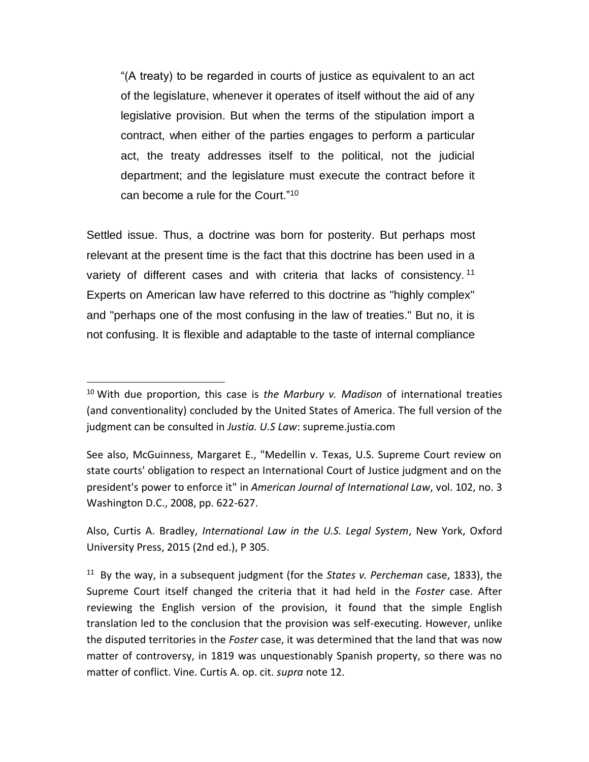> "(A treaty) to be regarded in courts of justice as equivalent to an act of the legislature, whenever it operates of itself without the aid of any legislative provision. But when the terms of the stipulation import a contract, when either of the parties engages to perform a particular act, the treaty addresses itself to the political, not the judicial department; and the legislature must execute the contract before it can become a rule for the Court."[10]

Settled issue. Thus, a doctrine was born for posterity. But perhaps most relevant at the present time is the fact that this doctrine has been used in a variety of different cases and with criteria that lacks of consistency.[11] Experts on American law have referred to this doctrine as "highly complex" and "perhaps one of the most confusing in the law of treaties." But no, it is not confusing. It is flexible and adaptable to the taste of internal compliance

---

[10] With due proportion, this case is *the Marbury v. Madison* of international treaties (and conventionality) concluded by the United States of America. The full version of the judgment can be consulted in *Justia. U.S Law*: supreme.justia.com

See also, McGuinness, Margaret E., "Medellin v. Texas, U.S. Supreme Court review on state courts' obligation to respect an International Court of Justice judgment and on the president's power to enforce it" in *American Journal of International Law*, vol. 102, no. 3 Washington D.C., 2008, pp. 622-627.

Also, Curtis A. Bradley, *International Law in the U.S. Legal System*, New York, Oxford University Press, 2015 (2nd ed.), P 305.

[11] By the way, in a subsequent judgment (for the *States v. Percheman* case, 1833), the Supreme Court itself changed the criteria that it had held in the *Foster* case. After reviewing the English version of the provision, it found that the simple English translation led to the conclusion that the provision was self-executing. However, unlike the disputed territories in the *Foster* case, it was determined that the land that was now matter of controversy, in 1819 was unquestionably Spanish property, so there was no matter of conflict. Vine. Curtis A. op. cit. *supra* note 12.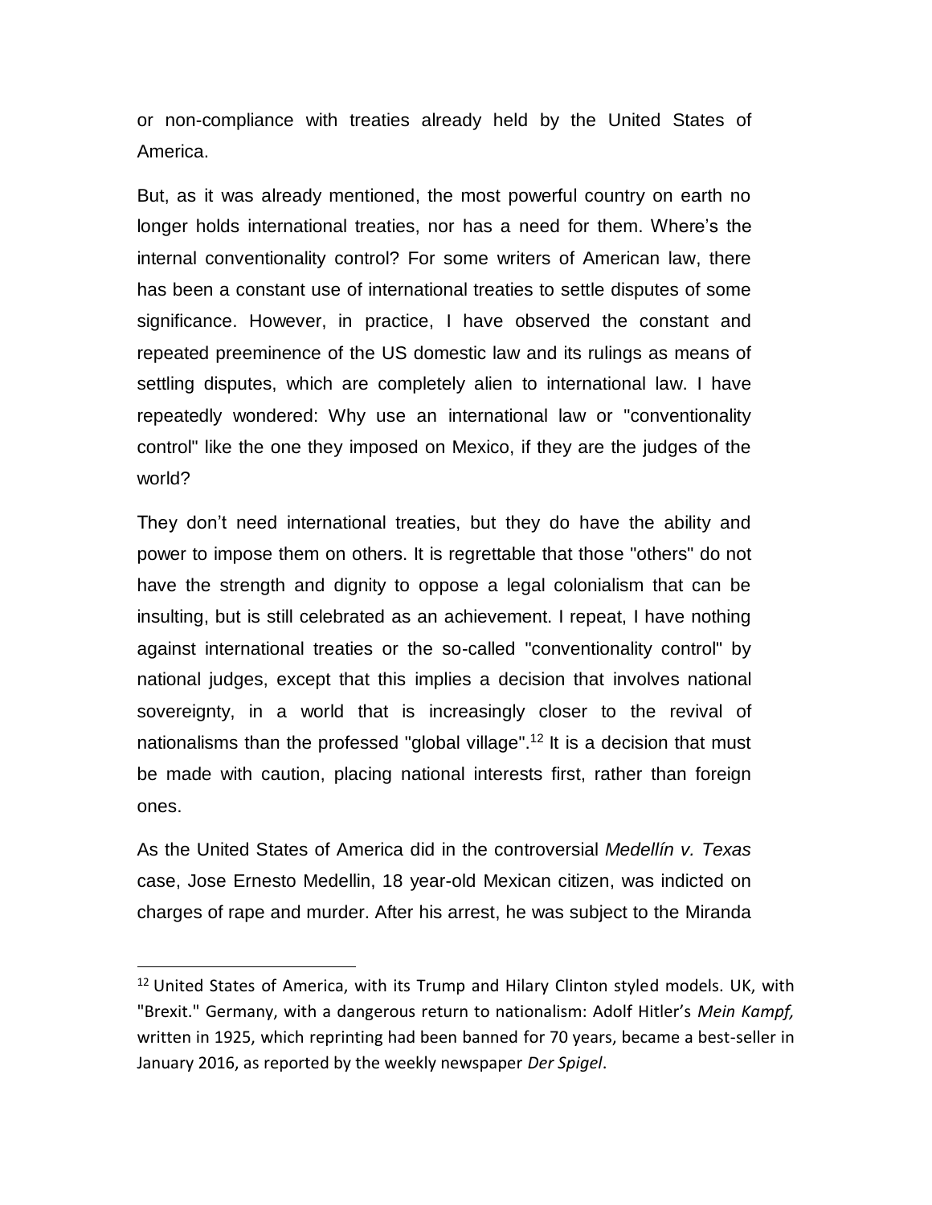or non-compliance with treaties already held by the United States of America.

But, as it was already mentioned, the most powerful country on earth no longer holds international treaties, nor has a need for them. Where's the internal conventionality control? For some writers of American law, there has been a constant use of international treaties to settle disputes of some significance. However, in practice, I have observed the constant and repeated preeminence of the US domestic law and its rulings as means of settling disputes, which are completely alien to international law. I have repeatedly wondered: Why use an international law or "conventionality control" like the one they imposed on Mexico, if they are the judges of the world?

They don't need international treaties, but they do have the ability and power to impose them on others. It is regrettable that those "others" do not have the strength and dignity to oppose a legal colonialism that can be insulting, but is still celebrated as an achievement. I repeat, I have nothing against international treaties or the so-called "conventionality control" by national judges, except that this implies a decision that involves national sovereignty, in a world that is increasingly closer to the revival of nationalisms than the professed "global village".[12] It is a decision that must be made with caution, placing national interests first, rather than foreign ones.

As the United States of America did in the controversial *Medellín v. Texas* case, Jose Ernesto Medellin, 18 year-old Mexican citizen, was indicted on charges of rape and murder. After his arrest, he was subject to the Miranda

---

[12] United States of America, with its Trump and Hilary Clinton styled models. UK, with "Brexit." Germany, with a dangerous return to nationalism: Adolf Hitler's *Mein Kampf,* written in 1925, which reprinting had been banned for 70 years, became a best-seller in January 2016, as reported by the weekly newspaper *Der Spigel*.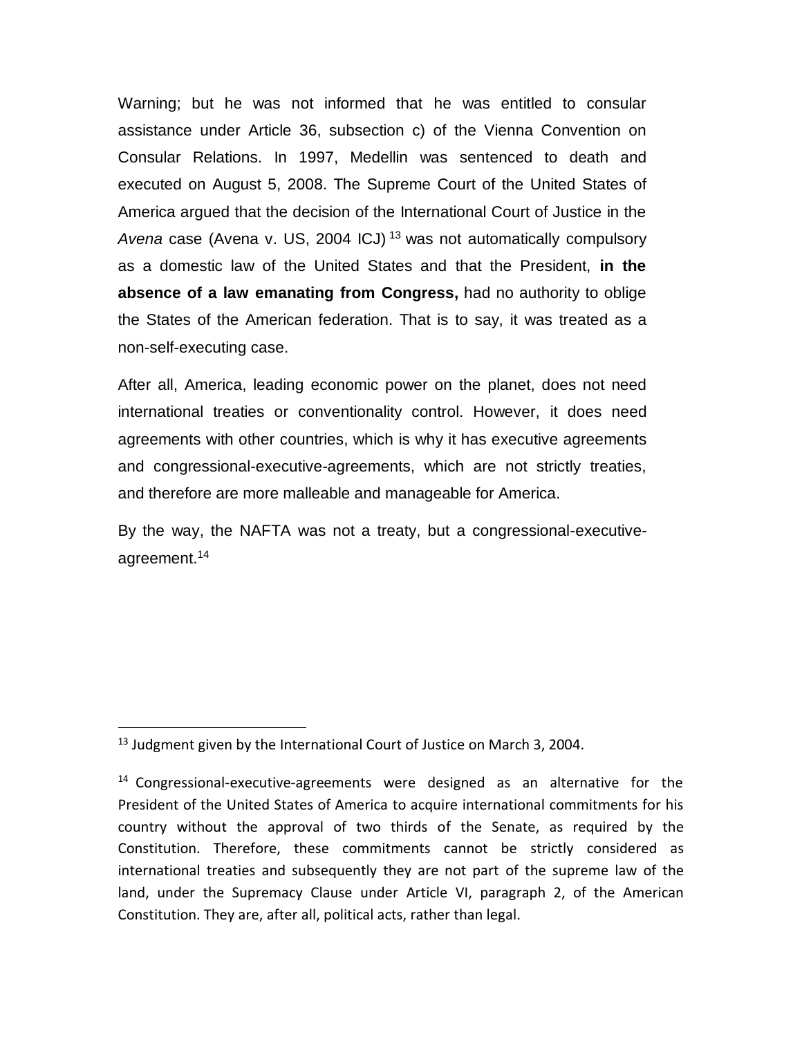Warning; but he was not informed that he was entitled to consular assistance under Article 36, subsection c) of the Vienna Convention on Consular Relations. In 1997, Medellin was sentenced to death and executed on August 5, 2008. The Supreme Court of the United States of America argued that the decision of the International Court of Justice in the *Avena* case (Avena v. US, 2004 ICJ) [13] was not automatically compulsory as a domestic law of the United States and that the President, **in the absence of a law emanating from Congress,** had no authority to oblige the States of the American federation. That is to say, it was treated as a non-self-executing case.

After all, America, leading economic power on the planet, does not need international treaties or conventionality control. However, it does need agreements with other countries, which is why it has executive agreements and congressional-executive-agreements, which are not strictly treaties, and therefore are more malleable and manageable for America.

By the way, the NAFTA was not a treaty, but a congressional-executive-agreement.[14]

---

[13] Judgment given by the International Court of Justice on March 3, 2004.

[14] Congressional-executive-agreements were designed as an alternative for the President of the United States of America to acquire international commitments for his country without the approval of two thirds of the Senate, as required by the Constitution. Therefore, these commitments cannot be strictly considered as international treaties and subsequently they are not part of the supreme law of the land, under the Supremacy Clause under Article VI, paragraph 2, of the American Constitution. They are, after all, political acts, rather than legal.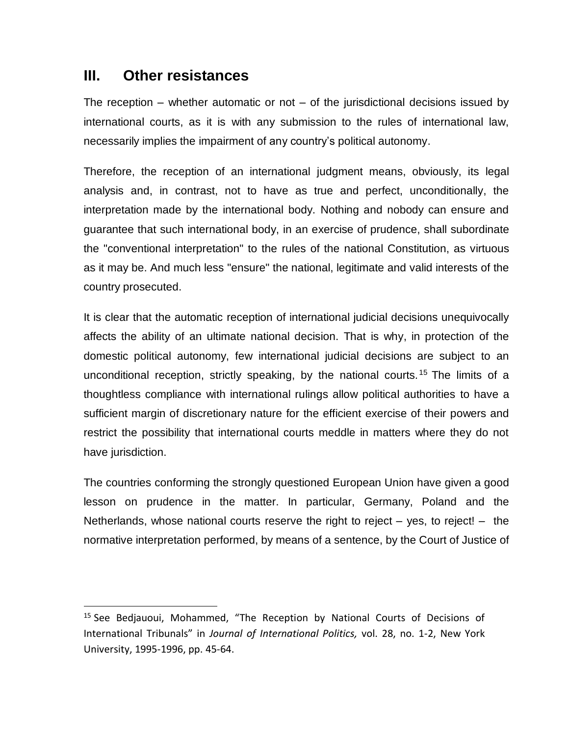## III. Other resistances

The reception – whether automatic or not – of the jurisdictional decisions issued by international courts, as it is with any submission to the rules of international law, necessarily implies the impairment of any country's political autonomy.

Therefore, the reception of an international judgment means, obviously, its legal analysis and, in contrast, not to have as true and perfect, unconditionally, the interpretation made by the international body. Nothing and nobody can ensure and guarantee that such international body, in an exercise of prudence, shall subordinate the "conventional interpretation" to the rules of the national Constitution, as virtuous as it may be. And much less "ensure" the national, legitimate and valid interests of the country prosecuted.

It is clear that the automatic reception of international judicial decisions unequivocally affects the ability of an ultimate national decision. That is why, in protection of the domestic political autonomy, few international judicial decisions are subject to an unconditional reception, strictly speaking, by the national courts.[15] The limits of a thoughtless compliance with international rulings allow political authorities to have a sufficient margin of discretionary nature for the efficient exercise of their powers and restrict the possibility that international courts meddle in matters where they do not have jurisdiction.

The countries conforming the strongly questioned European Union have given a good lesson on prudence in the matter. In particular, Germany, Poland and the Netherlands, whose national courts reserve the right to reject – yes, to reject! – the normative interpretation performed, by means of a sentence, by the Court of Justice of

[15] See Bedjauoui, Mohammed, "The Reception by National Courts of Decisions of International Tribunals" in *Journal of International Politics,* vol. 28, no. 1-2, New York University, 1995-1996, pp. 45-64.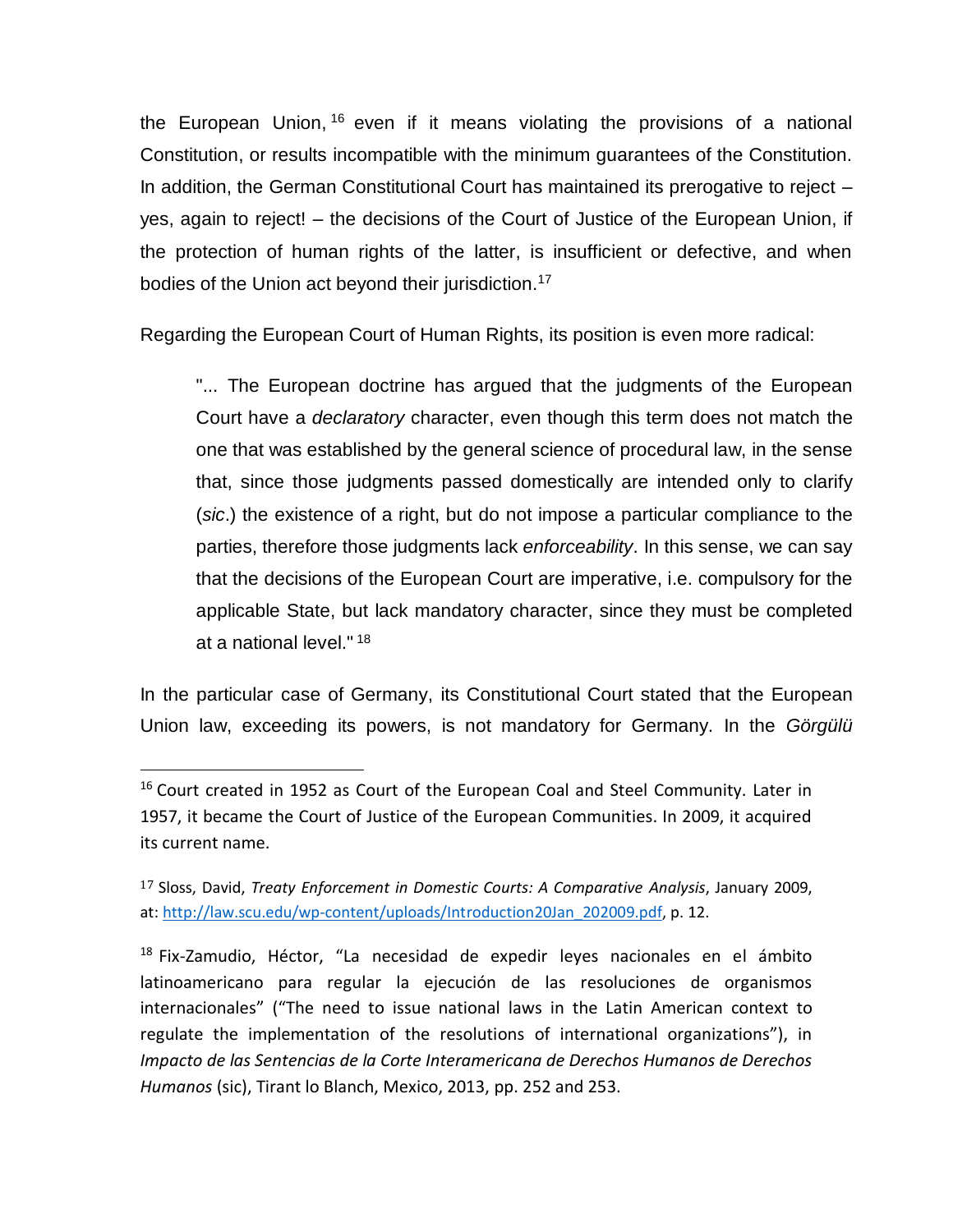the European Union,[16] even if it means violating the provisions of a national Constitution, or results incompatible with the minimum guarantees of the Constitution. In addition, the German Constitutional Court has maintained its prerogative to reject – yes, again to reject! – the decisions of the Court of Justice of the European Union, if the protection of human rights of the latter, is insufficient or defective, and when bodies of the Union act beyond their jurisdiction.[17]

Regarding the European Court of Human Rights, its position is even more radical:

> "... The European doctrine has argued that the judgments of the European Court have a *declaratory* character, even though this term does not match the one that was established by the general science of procedural law, in the sense that, since those judgments passed domestically are intended only to clarify (*sic*.) the existence of a right, but do not impose a particular compliance to the parties, therefore those judgments lack *enforceability*. In this sense, we can say that the decisions of the European Court are imperative, i.e. compulsory for the applicable State, but lack mandatory character, since they must be completed at a national level."[18]

In the particular case of Germany, its Constitutional Court stated that the European Union law, exceeding its powers, is not mandatory for Germany. In the *Görgülü*

---

[16] Court created in 1952 as Court of the European Coal and Steel Community. Later in 1957, it became the Court of Justice of the European Communities. In 2009, it acquired its current name.

[17] Sloss, David, *Treaty Enforcement in Domestic Courts: A Comparative Analysis*, January 2009, at: http://law.scu.edu/wp-content/uploads/Introduction20Jan_202009.pdf, p. 12.

[18] Fix-Zamudio, Héctor, "La necesidad de expedir leyes nacionales en el ámbito latinoamericano para regular la ejecución de las resoluciones de organismos internacionales" ("The need to issue national laws in the Latin American context to regulate the implementation of the resolutions of international organizations"), in *Impacto de las Sentencias de la Corte Interamericana de Derechos Humanos de Derechos Humanos* (sic), Tirant lo Blanch, Mexico, 2013, pp. 252 and 253.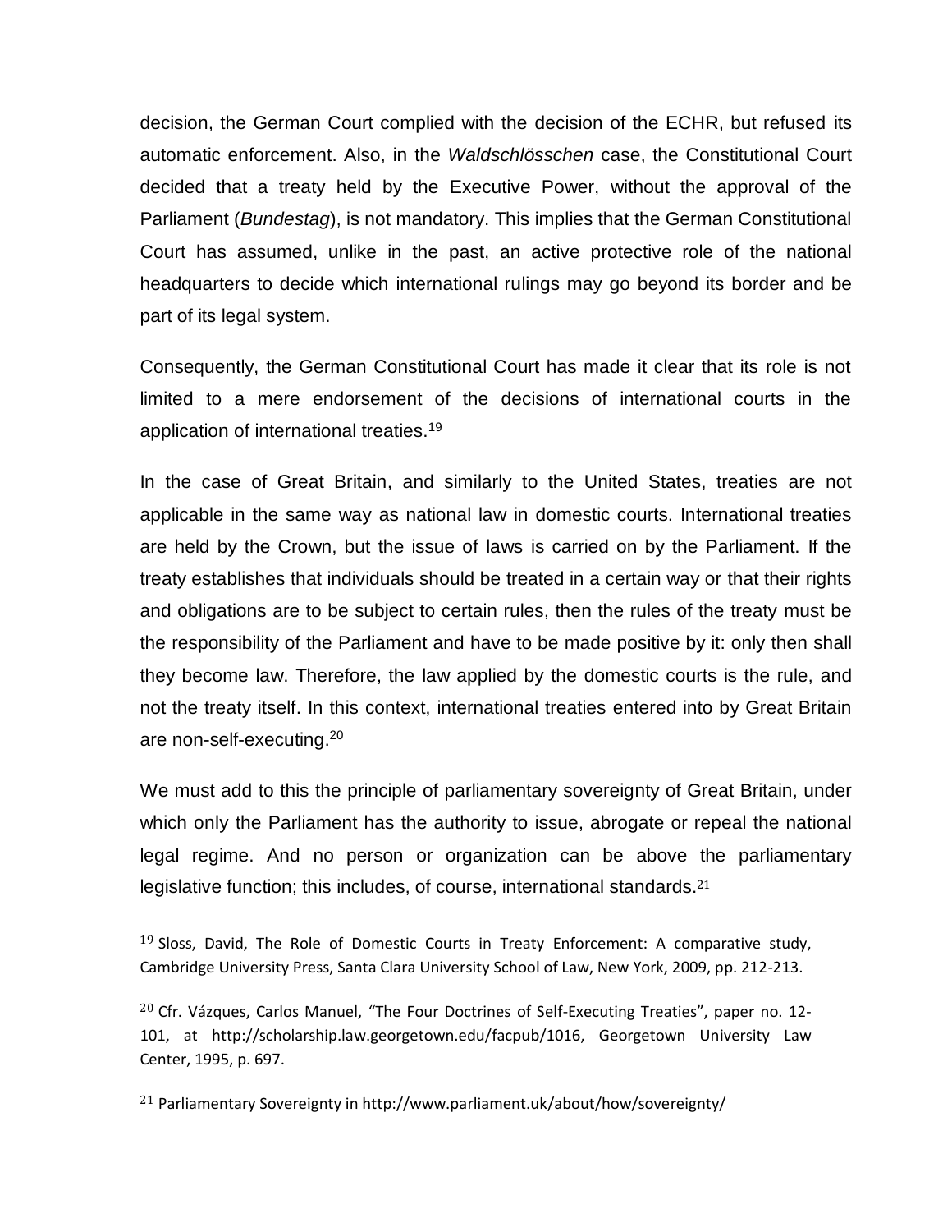decision, the German Court complied with the decision of the ECHR, but refused its automatic enforcement. Also, in the *Waldschlösschen* case, the Constitutional Court decided that a treaty held by the Executive Power, without the approval of the Parliament (*Bundestag*), is not mandatory. This implies that the German Constitutional Court has assumed, unlike in the past, an active protective role of the national headquarters to decide which international rulings may go beyond its border and be part of its legal system.

Consequently, the German Constitutional Court has made it clear that its role is not limited to a mere endorsement of the decisions of international courts in the application of international treaties.[19]

In the case of Great Britain, and similarly to the United States, treaties are not applicable in the same way as national law in domestic courts. International treaties are held by the Crown, but the issue of laws is carried on by the Parliament. If the treaty establishes that individuals should be treated in a certain way or that their rights and obligations are to be subject to certain rules, then the rules of the treaty must be the responsibility of the Parliament and have to be made positive by it: only then shall they become law. Therefore, the law applied by the domestic courts is the rule, and not the treaty itself. In this context, international treaties entered into by Great Britain are non-self-executing.[20]

We must add to this the principle of parliamentary sovereignty of Great Britain, under which only the Parliament has the authority to issue, abrogate or repeal the national legal regime. And no person or organization can be above the parliamentary legislative function; this includes, of course, international standards.[21]

---

[19] Sloss, David, The Role of Domestic Courts in Treaty Enforcement: A comparative study, Cambridge University Press, Santa Clara University School of Law, New York, 2009, pp. 212-213.

[20] Cfr. Vázques, Carlos Manuel, "The Four Doctrines of Self-Executing Treaties", paper no. 12-101, at http://scholarship.law.georgetown.edu/facpub/1016, Georgetown University Law Center, 1995, p. 697.

[21] Parliamentary Sovereignty in http://www.parliament.uk/about/how/sovereignty/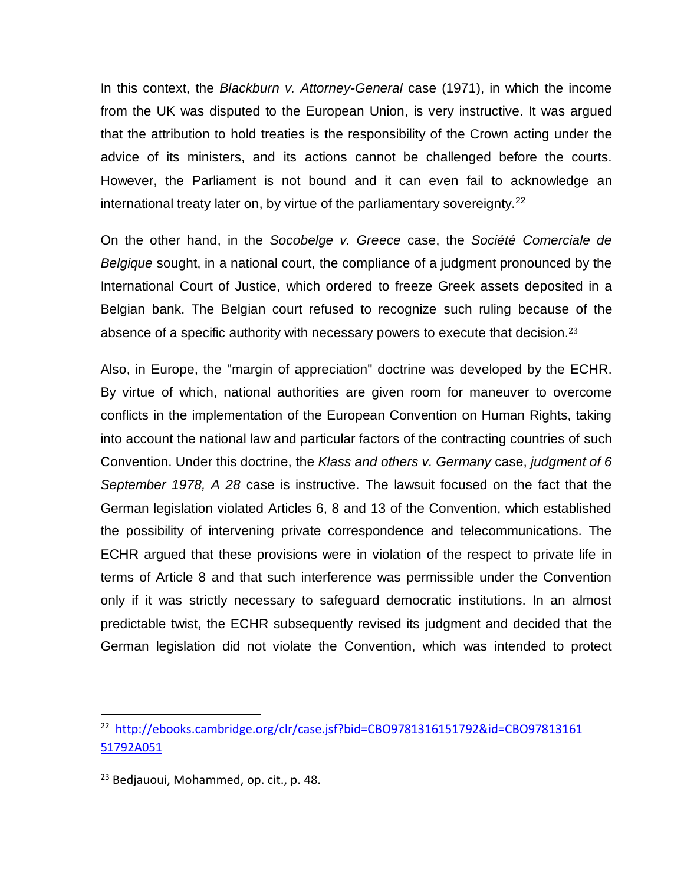In this context, the *Blackburn v. Attorney-General* case (1971), in which the income from the UK was disputed to the European Union, is very instructive. It was argued that the attribution to hold treaties is the responsibility of the Crown acting under the advice of its ministers, and its actions cannot be challenged before the courts. However, the Parliament is not bound and it can even fail to acknowledge an international treaty later on, by virtue of the parliamentary sovereignty.[22]

On the other hand, in the *Socobelge v. Greece* case, the *Société Comerciale de Belgique* sought, in a national court, the compliance of a judgment pronounced by the International Court of Justice, which ordered to freeze Greek assets deposited in a Belgian bank. The Belgian court refused to recognize such ruling because of the absence of a specific authority with necessary powers to execute that decision.[23]

Also, in Europe, the "margin of appreciation" doctrine was developed by the ECHR. By virtue of which, national authorities are given room for maneuver to overcome conflicts in the implementation of the European Convention on Human Rights, taking into account the national law and particular factors of the contracting countries of such Convention. Under this doctrine, the *Klass and others v. Germany* case, *judgment of 6 September 1978, A 28* case is instructive. The lawsuit focused on the fact that the German legislation violated Articles 6, 8 and 13 of the Convention, which established the possibility of intervening private correspondence and telecommunications. The ECHR argued that these provisions were in violation of the respect to private life in terms of Article 8 and that such interference was permissible under the Convention only if it was strictly necessary to safeguard democratic institutions. In an almost predictable twist, the ECHR subsequently revised its judgment and decided that the German legislation did not violate the Convention, which was intended to protect

---

[22] http://ebooks.cambridge.org/clr/case.jsf?bid=CBO9781316151792&id=CBO9781316151792A051

[23] Bedjauoui, Mohammed, op. cit., p. 48.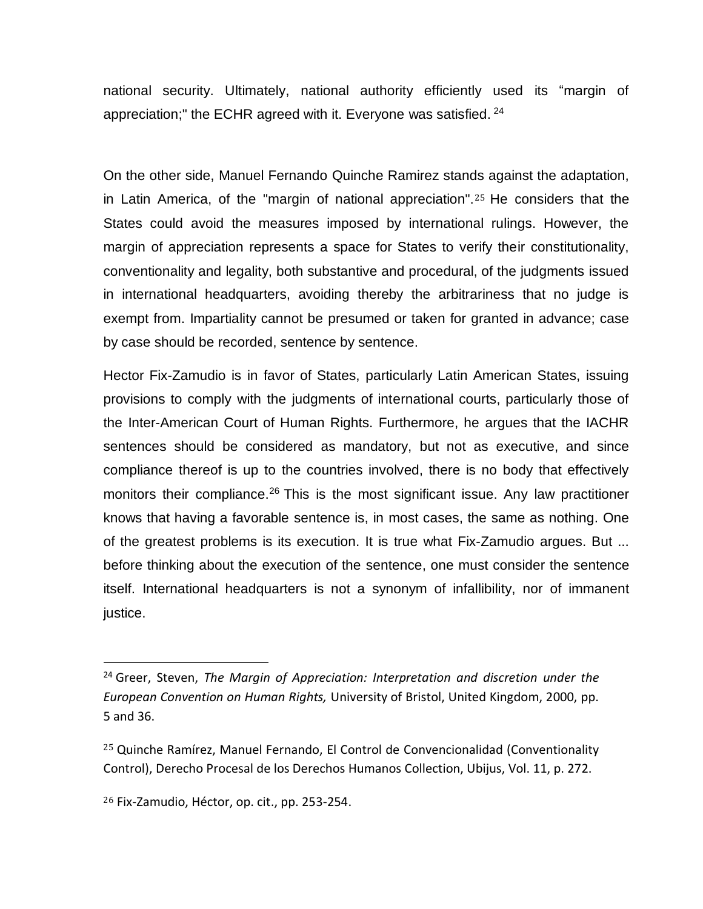national security. Ultimately, national authority efficiently used its "margin of appreciation;" the ECHR agreed with it. Everyone was satisfied. [24]

On the other side, Manuel Fernando Quinche Ramirez stands against the adaptation, in Latin America, of the "margin of national appreciation".[25] He considers that the States could avoid the measures imposed by international rulings. However, the margin of appreciation represents a space for States to verify their constitutionality, conventionality and legality, both substantive and procedural, of the judgments issued in international headquarters, avoiding thereby the arbitrariness that no judge is exempt from. Impartiality cannot be presumed or taken for granted in advance; case by case should be recorded, sentence by sentence.

Hector Fix-Zamudio is in favor of States, particularly Latin American States, issuing provisions to comply with the judgments of international courts, particularly those of the Inter-American Court of Human Rights. Furthermore, he argues that the IACHR sentences should be considered as mandatory, but not as executive, and since compliance thereof is up to the countries involved, there is no body that effectively monitors their compliance.[26] This is the most significant issue. Any law practitioner knows that having a favorable sentence is, in most cases, the same as nothing. One of the greatest problems is its execution. It is true what Fix-Zamudio argues. But ... before thinking about the execution of the sentence, one must consider the sentence itself. International headquarters is not a synonym of infallibility, nor of immanent justice.

---

[24] Greer, Steven, *The Margin of Appreciation: Interpretation and discretion under the European Convention on Human Rights,* University of Bristol, United Kingdom, 2000, pp. 5 and 36.

[25] Quinche Ramírez, Manuel Fernando, El Control de Convencionalidad (Conventionality Control), Derecho Procesal de los Derechos Humanos Collection, Ubijus, Vol. 11, p. 272.

[26] Fix-Zamudio, Héctor, op. cit., pp. 253-254.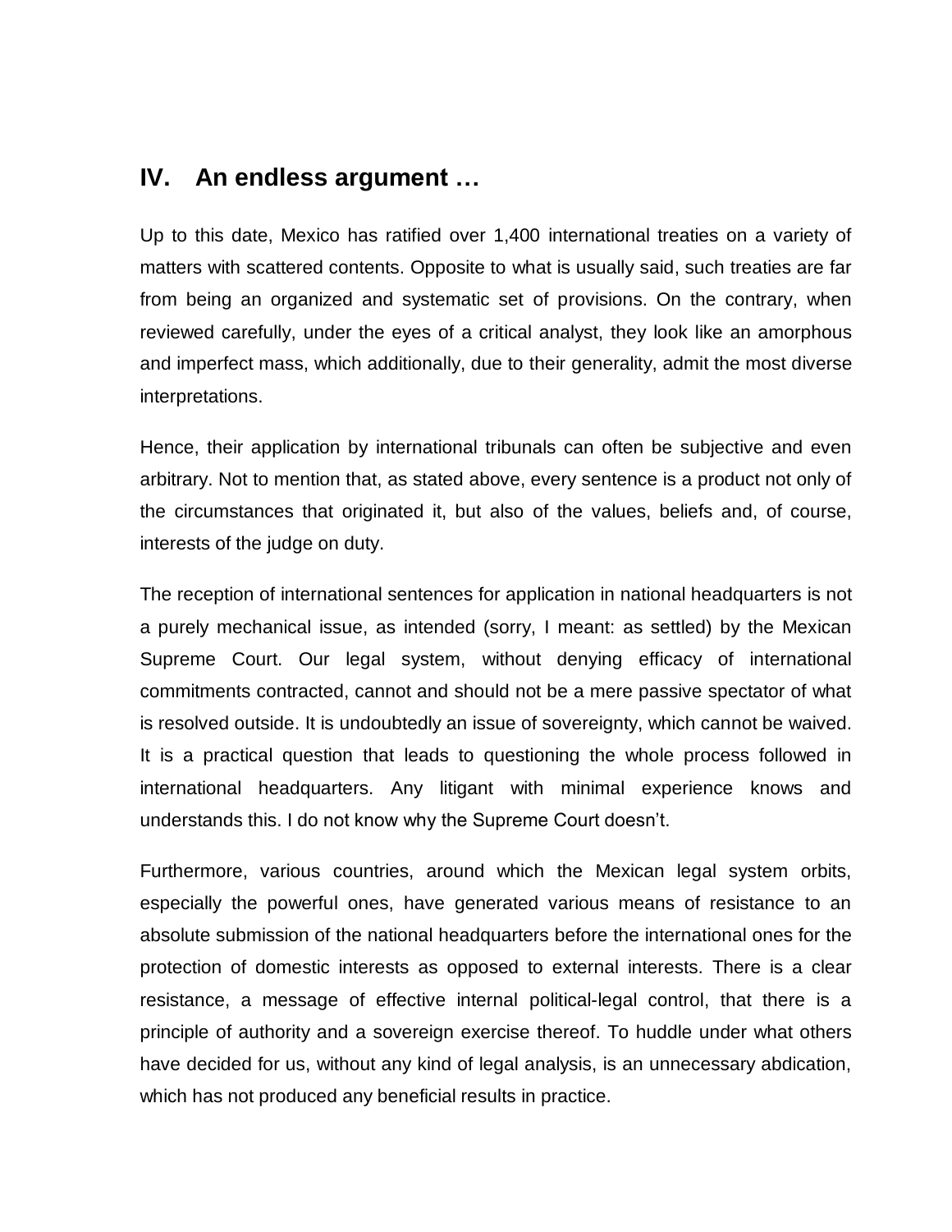## IV. An endless argument …

Up to this date, Mexico has ratified over 1,400 international treaties on a variety of matters with scattered contents. Opposite to what is usually said, such treaties are far from being an organized and systematic set of provisions. On the contrary, when reviewed carefully, under the eyes of a critical analyst, they look like an amorphous and imperfect mass, which additionally, due to their generality, admit the most diverse interpretations.

Hence, their application by international tribunals can often be subjective and even arbitrary. Not to mention that, as stated above, every sentence is a product not only of the circumstances that originated it, but also of the values, beliefs and, of course, interests of the judge on duty.

The reception of international sentences for application in national headquarters is not a purely mechanical issue, as intended (sorry, I meant: as settled) by the Mexican Supreme Court. Our legal system, without denying efficacy of international commitments contracted, cannot and should not be a mere passive spectator of what is resolved outside. It is undoubtedly an issue of sovereignty, which cannot be waived. It is a practical question that leads to questioning the whole process followed in international headquarters. Any litigant with minimal experience knows and understands this. I do not know why the Supreme Court doesn't.

Furthermore, various countries, around which the Mexican legal system orbits, especially the powerful ones, have generated various means of resistance to an absolute submission of the national headquarters before the international ones for the protection of domestic interests as opposed to external interests. There is a clear resistance, a message of effective internal political-legal control, that there is a principle of authority and a sovereign exercise thereof. To huddle under what others have decided for us, without any kind of legal analysis, is an unnecessary abdication, which has not produced any beneficial results in practice.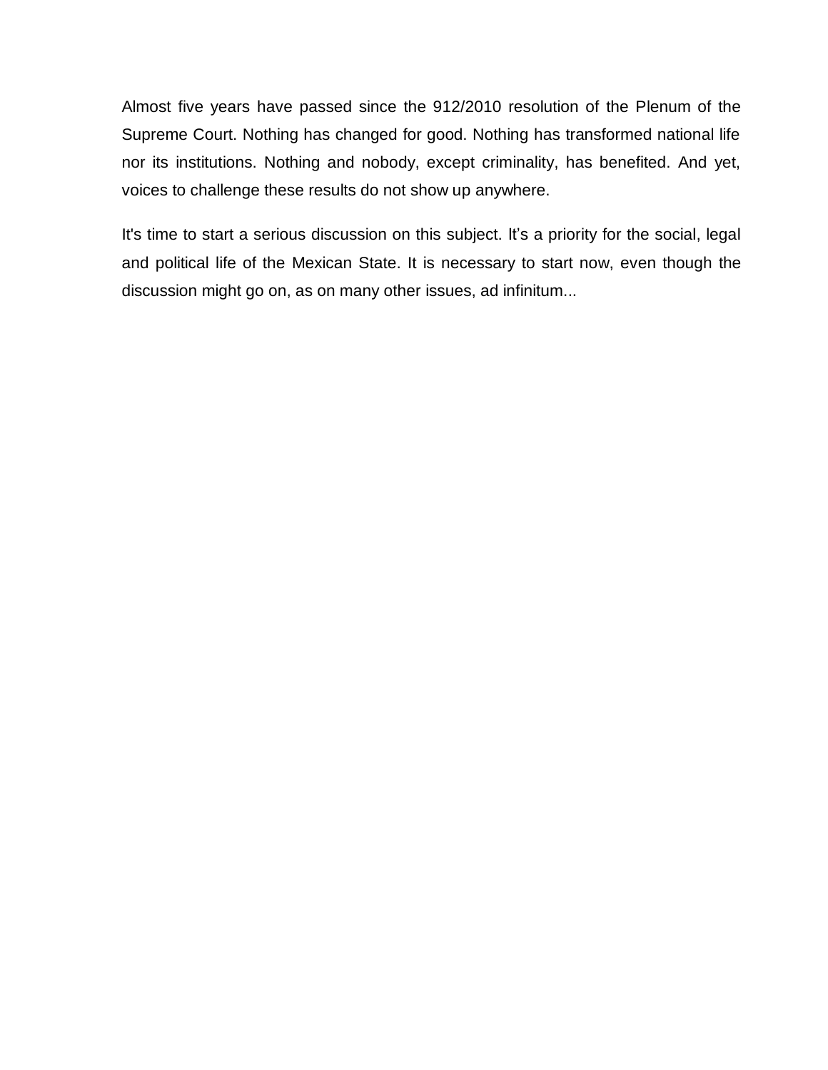Almost five years have passed since the 912/2010 resolution of the Plenum of the Supreme Court. Nothing has changed for good. Nothing has transformed national life nor its institutions. Nothing and nobody, except criminality, has benefited. And yet, voices to challenge these results do not show up anywhere.

It's time to start a serious discussion on this subject. It's a priority for the social, legal and political life of the Mexican State. It is necessary to start now, even though the discussion might go on, as on many other issues, ad infinitum...